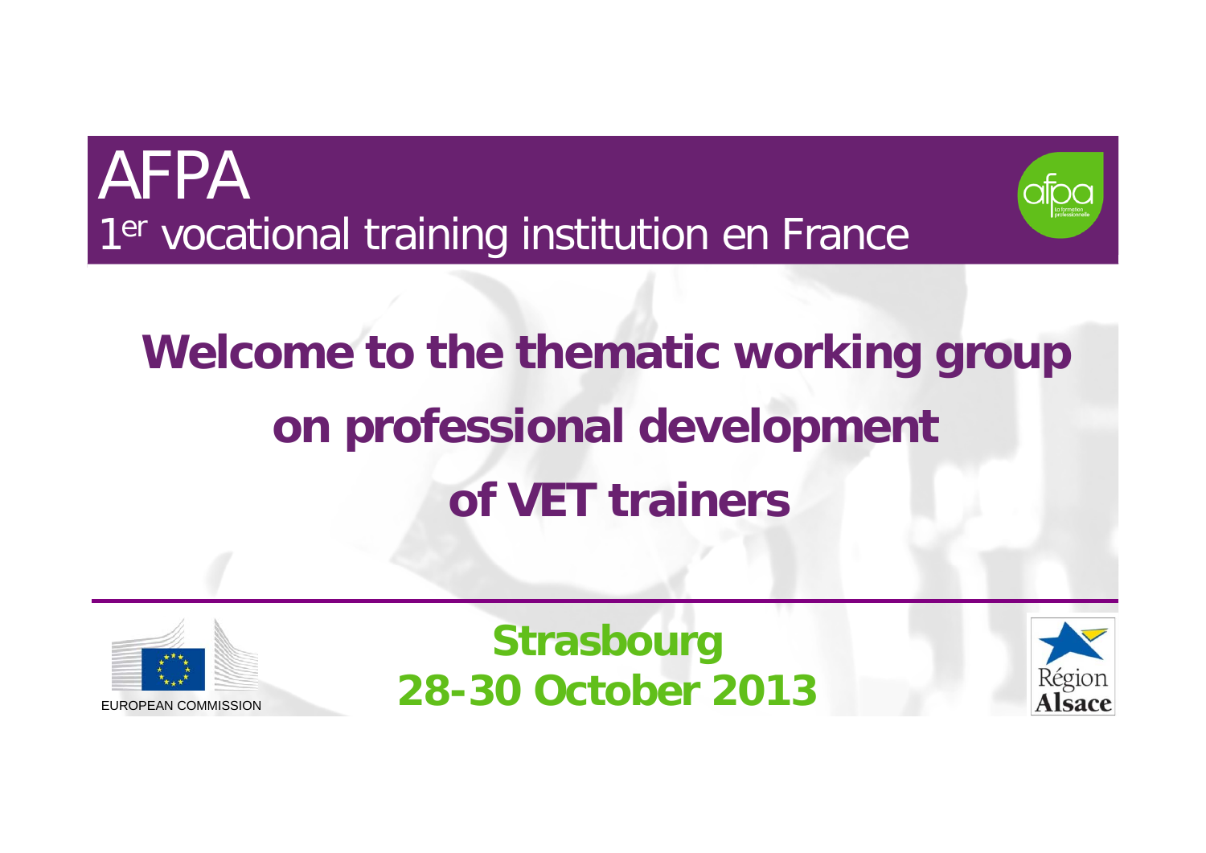# AFPA

1er vocational training institution en France

## Welcome to the thematic working group on professional development of VET trainers

EUROPEAN COMMISSION

**Strasbourg**
**28-30 October 2013**

Région Alsace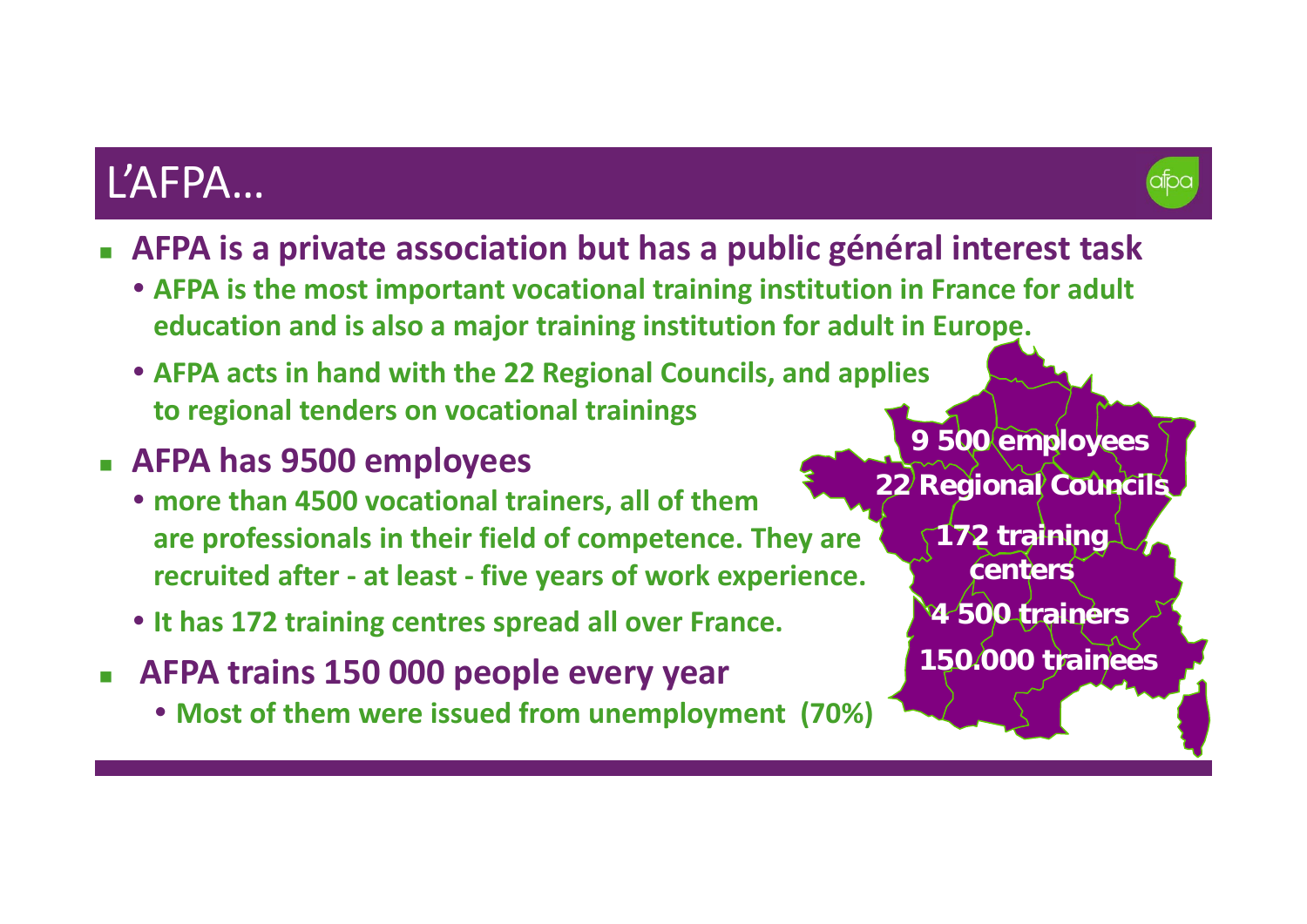# L'AFPA…

- **AFPA is a private association but has a public général interest task**
  - **AFPA is the most important vocational training institution in France for adult education and is also a major training institution for adult in Europe.**
  - **AFPA acts in hand with the 22 Regional Councils, and applies to regional tenders on vocational trainings**
- **AFPA has 9500 employees**
  - **more than 4500 vocational trainers, all of them are professionals in their field of competence. They are recruited after - at least - five years of work experience.**
  - **It has 172 training centres spread all over France.**
- **AFPA trains 150 000 people every year**
  - **Most of them were issued from unemployment (70%)**

**9 500 employees**
**22 Regional Councils**
**172 training centers**
**4 500 trainers**
**150.000 trainees**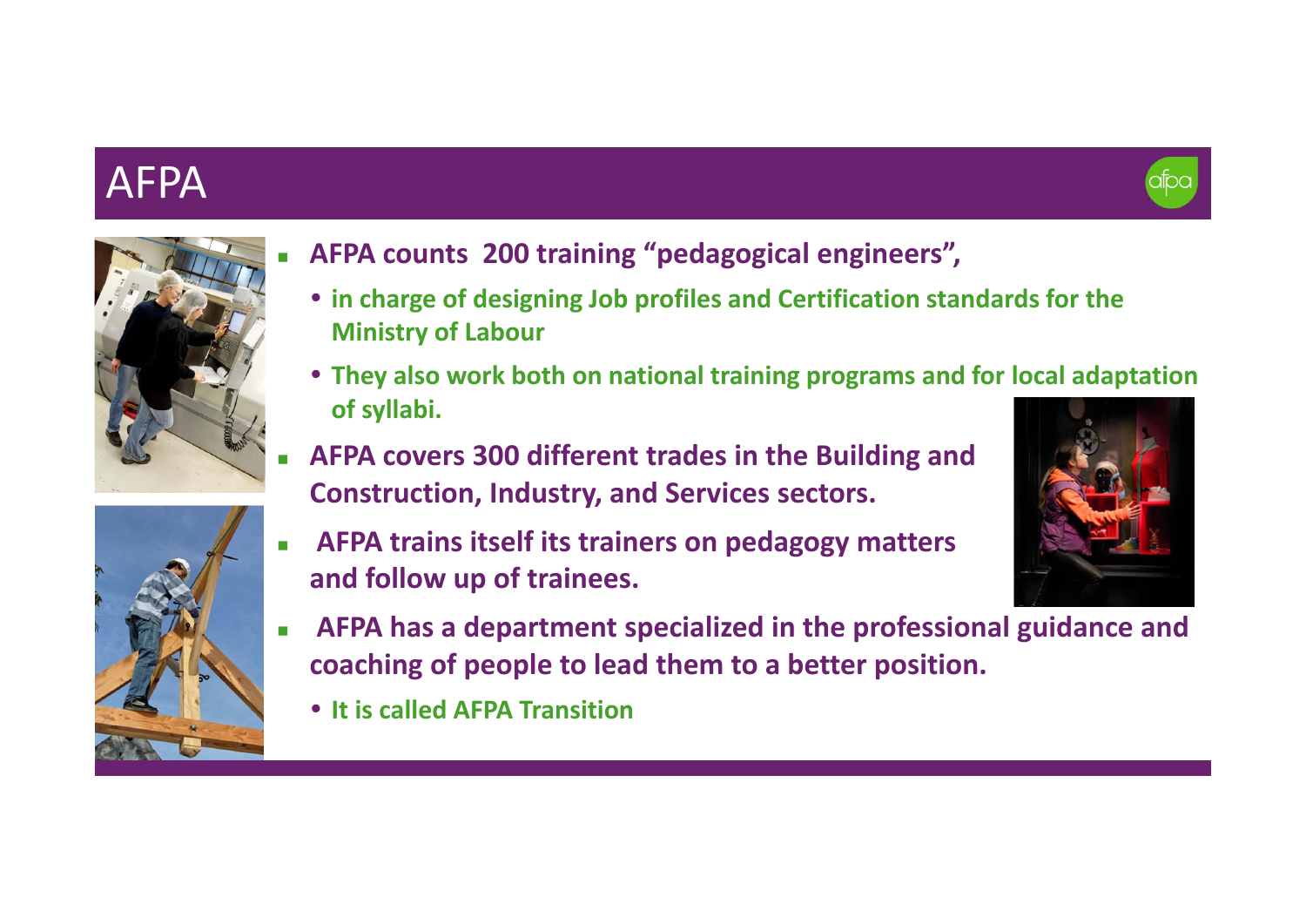# AFPA

- **AFPA counts 200 training "pedagogical engineers",**
  - **in charge of designing Job profiles and Certification standards for the Ministry of Labour**
  - **They also work both on national training programs and for local adaptation of syllabi.**
- **AFPA covers 300 different trades in the Building and Construction, Industry, and Services sectors.**
- **AFPA trains itself its trainers on pedagogy matters and follow up of trainees.**
- **AFPA has a department specialized in the professional guidance and coaching of people to lead them to a better position.**
  - **It is called AFPA Transition**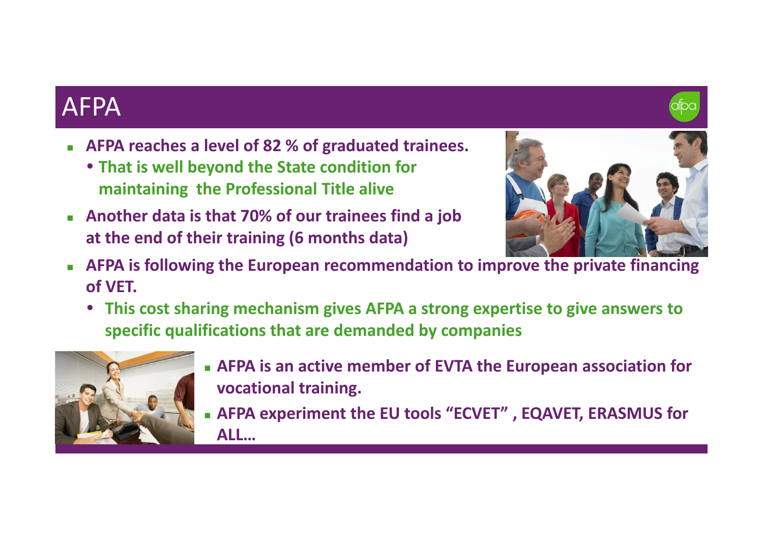# AFPA

- **AFPA reaches a level of 82 % of graduated trainees.**
  - **That is well beyond the State condition for maintaining the Professional Title alive**
- **Another data is that 70% of our trainees find a job at the end of their training (6 months data)**
- **AFPA is following the European recommendation to improve the private financing of VET.**
  - **This cost sharing mechanism gives AFPA a strong expertise to give answers to specific qualifications that are demanded by companies**
- **AFPA is an active member of EVTA the European association for vocational training.**
- **AFPA experiment the EU tools "ECVET" , EQAVET, ERASMUS for ALL…**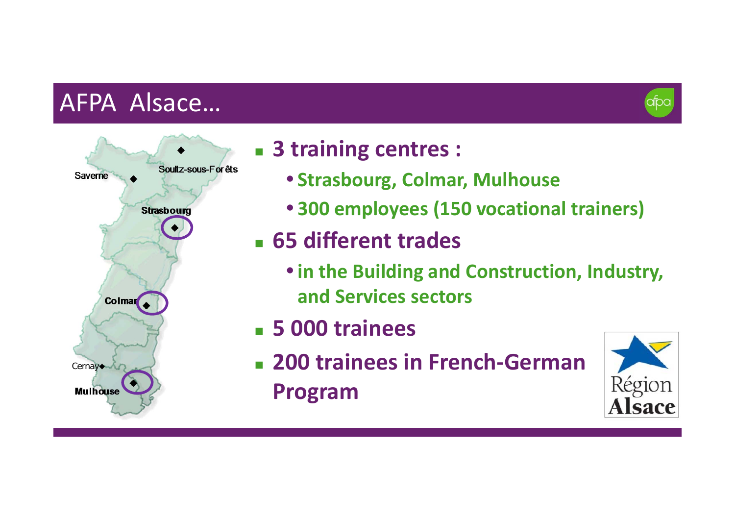# AFPA Alsace…

Saverne

Soultz-sous-Forêts

Strasbourg

Colmar

Cernay

Mulhouse

- 3 training centres :
  - Strasbourg, Colmar, Mulhouse
  - 300 employees (150 vocational trainers)
- 65 different trades
  - in the Building and Construction, Industry, and Services sectors
- 5 000 trainees
- 200 trainees in French-German Program

Région Alsace